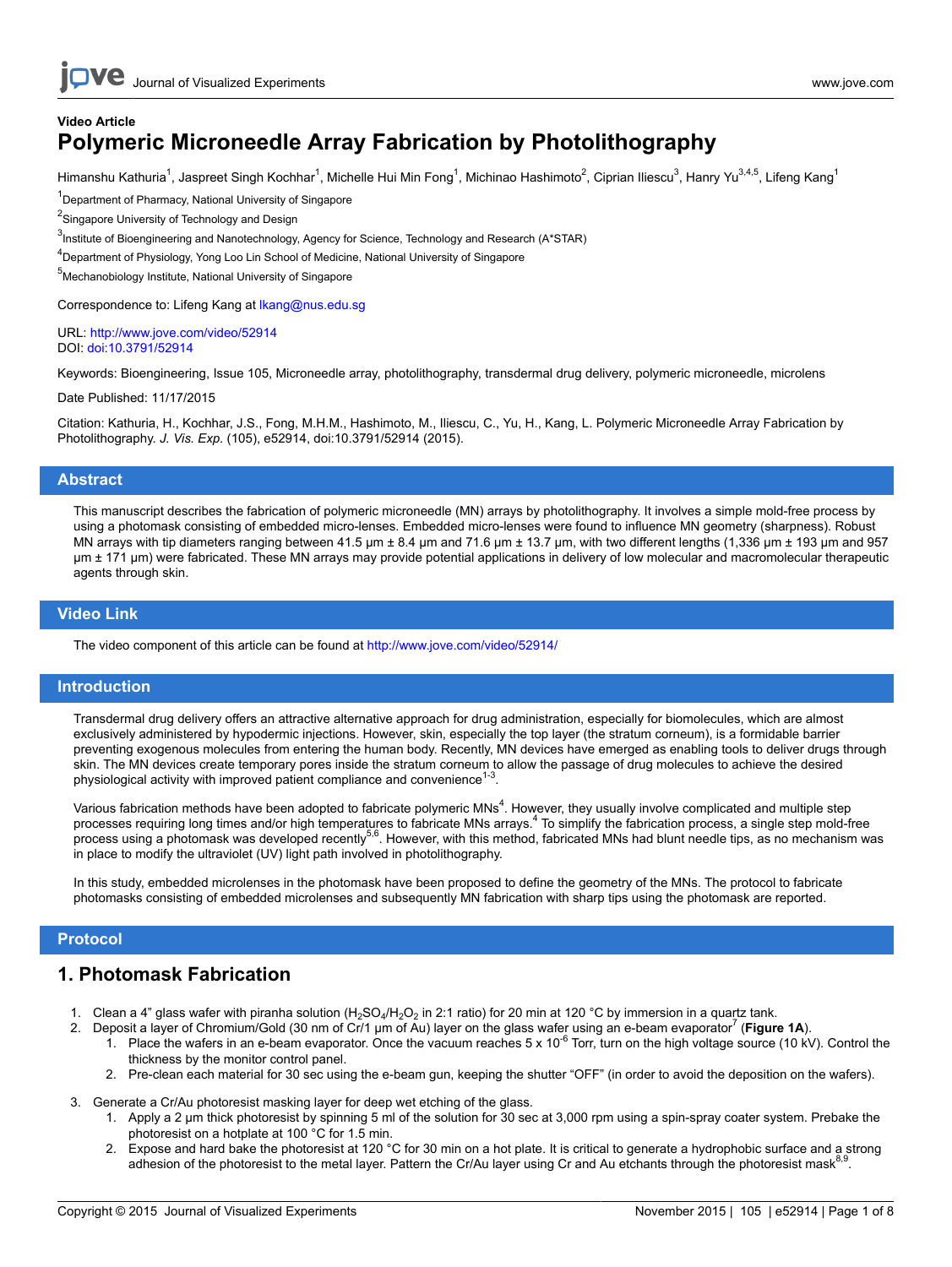Video Article

# Polymeric Microneedle Array Fabrication by Photolithography

Himanshu Kathuria[1], Jaspreet Singh Kochhar[1], Michelle Hui Min Fong[1], Michinao Hashimoto[2], Ciprian Iliescu[3], Hanry Yu[3,4,5], Lifeng Kang[1]

[1]Department of Pharmacy, National University of Singapore

[2]Singapore University of Technology and Design

[3]Institute of Bioengineering and Nanotechnology, Agency for Science, Technology and Research (A*STAR)

[4]Department of Physiology, Yong Loo Lin School of Medicine, National University of Singapore

[5]Mechanobiology Institute, National University of Singapore

Correspondence to: Lifeng Kang at lkang@nus.edu.sg

URL: http://www.jove.com/video/52914
DOI: doi:10.3791/52914

Keywords: Bioengineering, Issue 105, Microneedle array, photolithography, transdermal drug delivery, polymeric microneedle, microlens

Date Published: 11/17/2015

Citation: Kathuria, H., Kochhar, J.S., Fong, M.H.M., Hashimoto, M., Iliescu, C., Yu, H., Kang, L. Polymeric Microneedle Array Fabrication by Photolithography. *J. Vis. Exp.* (105), e52914, doi:10.3791/52914 (2015).

## Abstract

This manuscript describes the fabrication of polymeric microneedle (MN) arrays by photolithography. It involves a simple mold-free process by using a photomask consisting of embedded micro-lenses. Embedded micro-lenses were found to influence MN geometry (sharpness). Robust MN arrays with tip diameters ranging between 41.5 µm ± 8.4 µm and 71.6 µm ± 13.7 µm, with two different lengths (1,336 µm ± 193 µm and 957 µm ± 171 µm) were fabricated. These MN arrays may provide potential applications in delivery of low molecular and macromolecular therapeutic agents through skin.

## Video Link

The video component of this article can be found at http://www.jove.com/video/52914/

## Introduction

Transdermal drug delivery offers an attractive alternative approach for drug administration, especially for biomolecules, which are almost exclusively administered by hypodermic injections. However, skin, especially the top layer (the stratum corneum), is a formidable barrier preventing exogenous molecules from entering the human body. Recently, MN devices have emerged as enabling tools to deliver drugs through skin. The MN devices create temporary pores inside the stratum corneum to allow the passage of drug molecules to achieve the desired physiological activity with improved patient compliance and convenience[1-3].

Various fabrication methods have been adopted to fabricate polymeric MNs[4]. However, they usually involve complicated and multiple step processes requiring long times and/or high temperatures to fabricate MNs arrays.[4] To simplify the fabrication process, a single step mold-free process using a photomask was developed recently[5,6]. However, with this method, fabricated MNs had blunt needle tips, as no mechanism was in place to modify the ultraviolet (UV) light path involved in photolithography.

In this study, embedded microlenses in the photomask have been proposed to define the geometry of the MNs. The protocol to fabricate photomasks consisting of embedded microlenses and subsequently MN fabrication with sharp tips using the photomask are reported.

## Protocol

## 1. Photomask Fabrication

1. Clean a 4" glass wafer with piranha solution ($H_2SO_4$/$H_2O_2$ in 2:1 ratio) for 20 min at 120 °C by immersion in a quartz tank.
2. Deposit a layer of Chromium/Gold (30 nm of Cr/1 µm of Au) layer on the glass wafer using an e-beam evaporator[7] (**Figure 1A**).
    1. Place the wafers in an e-beam evaporator. Once the vacuum reaches $5 \times 10^{-6}$ Torr, turn on the high voltage source (10 kV). Control the thickness by the monitor control panel.
    2. Pre-clean each material for 30 sec using the e-beam gun, keeping the shutter "OFF" (in order to avoid the deposition on the wafers).
3. Generate a Cr/Au photoresist masking layer for deep wet etching of the glass.
    1. Apply a 2 µm thick photoresist by spinning 5 ml of the solution for 30 sec at 3,000 rpm using a spin-spray coater system. Prebake the photoresist on a hotplate at 100 °C for 1.5 min.
    2. Expose and hard bake the photoresist at 120 °C for 30 min on a hot plate. It is critical to generate a hydrophobic surface and a strong adhesion of the photoresist to the metal layer. Pattern the Cr/Au layer using Cr and Au etchants through the photoresist mask[8,9].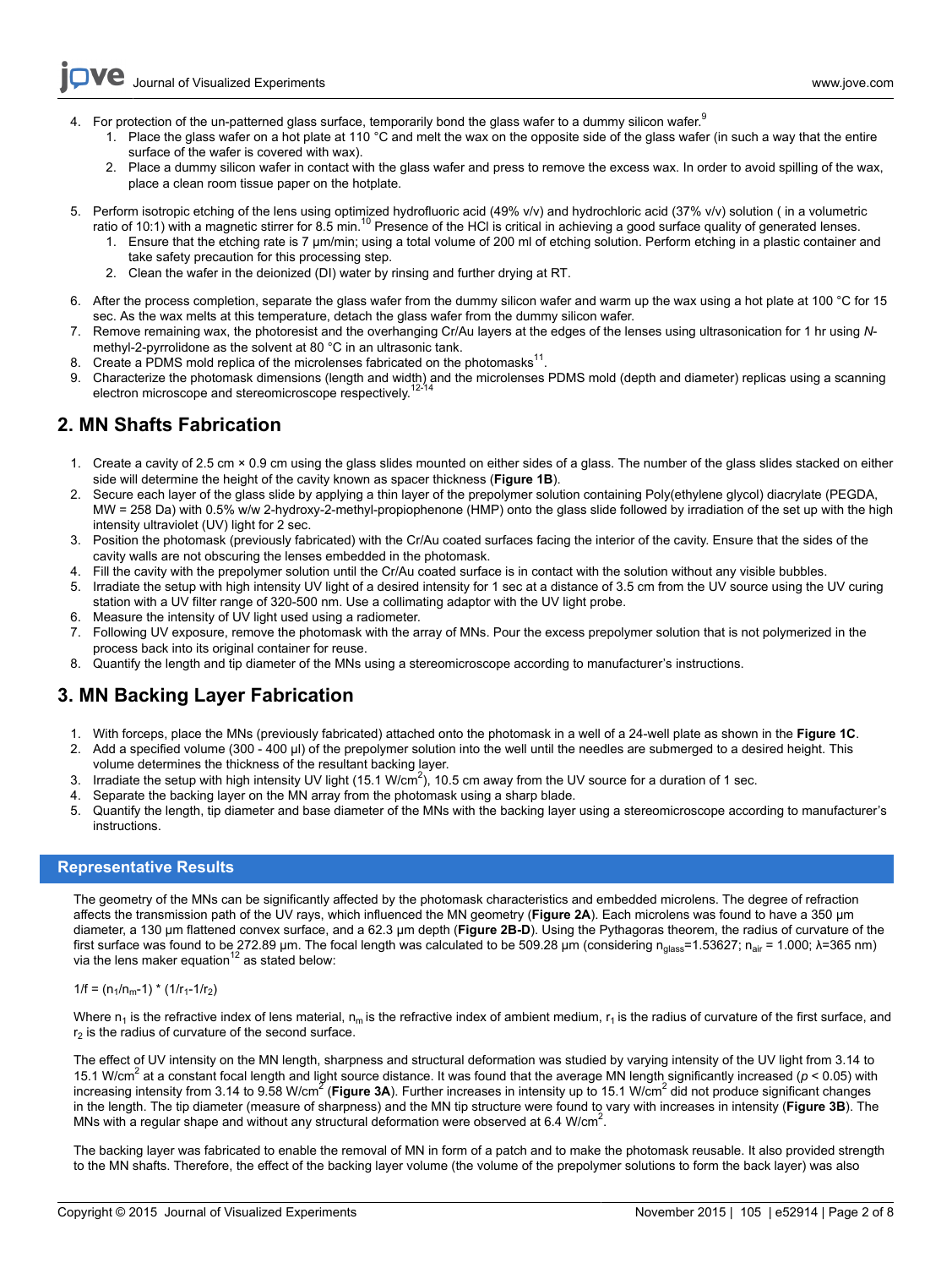4. For protection of the un-patterned glass surface, temporarily bond the glass wafer to a dummy silicon wafer.[9]
    1. Place the glass wafer on a hot plate at 110 °C and melt the wax on the opposite side of the glass wafer (in such a way that the entire surface of the wafer is covered with wax).
    2. Place a dummy silicon wafer in contact with the glass wafer and press to remove the excess wax. In order to avoid spilling of the wax, place a clean room tissue paper on the hotplate.
5. Perform isotropic etching of the lens using optimized hydrofluoric acid (49% v/v) and hydrochloric acid (37% v/v) solution ( in a volumetric ratio of 10:1) with a magnetic stirrer for 8.5 min.[10] Presence of the HCl is critical in achieving a good surface quality of generated lenses.
    1. Ensure that the etching rate is 7 µm/min; using a total volume of 200 ml of etching solution. Perform etching in a plastic container and take safety precaution for this processing step.
    2. Clean the wafer in the deionized (DI) water by rinsing and further drying at RT.
6. After the process completion, separate the glass wafer from the dummy silicon wafer and warm up the wax using a hot plate at 100 °C for 15 sec. As the wax melts at this temperature, detach the glass wafer from the dummy silicon wafer.
7. Remove remaining wax, the photoresist and the overhanging Cr/Au layers at the edges of the lenses using ultrasonication for 1 hr using *N*-methyl-2-pyrrolidone as the solvent at 80 °C in an ultrasonic tank.
8. Create a PDMS mold replica of the microlenses fabricated on the photomasks[11].
9. Characterize the photomask dimensions (length and width) and the microlenses PDMS mold (depth and diameter) replicas using a scanning electron microscope and stereomicroscope respectively.[12-14]

## 2. MN Shafts Fabrication

1. Create a cavity of 2.5 cm × 0.9 cm using the glass slides mounted on either sides of a glass. The number of the glass slides stacked on either side will determine the height of the cavity known as spacer thickness (**Figure 1B**).
2. Secure each layer of the glass slide by applying a thin layer of the prepolymer solution containing Poly(ethylene glycol) diacrylate (PEGDA, MW = 258 Da) with 0.5% w/w 2-hydroxy-2-methyl-propiophenone (HMP) onto the glass slide followed by irradiation of the set up with the high intensity ultraviolet (UV) light for 2 sec.
3. Position the photomask (previously fabricated) with the Cr/Au coated surfaces facing the interior of the cavity. Ensure that the sides of the cavity walls are not obscuring the lenses embedded in the photomask.
4. Fill the cavity with the prepolymer solution until the Cr/Au coated surface is in contact with the solution without any visible bubbles.
5. Irradiate the setup with high intensity UV light of a desired intensity for 1 sec at a distance of 3.5 cm from the UV source using the UV curing station with a UV filter range of 320-500 nm. Use a collimating adaptor with the UV light probe.
6. Measure the intensity of UV light used using a radiometer.
7. Following UV exposure, remove the photomask with the array of MNs. Pour the excess prepolymer solution that is not polymerized in the process back into its original container for reuse.
8. Quantify the length and tip diameter of the MNs using a stereomicroscope according to manufacturer's instructions.

## 3. MN Backing Layer Fabrication

1. With forceps, place the MNs (previously fabricated) attached onto the photomask in a well of a 24-well plate as shown in the **Figure 1C**.
2. Add a specified volume (300 - 400 µl) of the prepolymer solution into the well until the needles are submerged to a desired height. This volume determines the thickness of the resultant backing layer.
3. Irradiate the setup with high intensity UV light (15.1 W/cm$^2$), 10.5 cm away from the UV source for a duration of 1 sec.
4. Separate the backing layer on the MN array from the photomask using a sharp blade.
5. Quantify the length, tip diameter and base diameter of the MNs with the backing layer using a stereomicroscope according to manufacturer's instructions.

## Representative Results

The geometry of the MNs can be significantly affected by the photomask characteristics and embedded microlens. The degree of refraction affects the transmission path of the UV rays, which influenced the MN geometry (**Figure 2A**). Each microlens was found to have a 350 µm diameter, a 130 µm flattened convex surface, and a 62.3 µm depth (**Figure 2B-D**). Using the Pythagoras theorem, the radius of curvature of the first surface was found to be 272.89 µm. The focal length was calculated to be 509.28 µm (considering $n_{glass}$=1.53627; $n_{air}$ = 1.000; λ=365 nm) via the lens maker equation[12] as stated below:

$$1/f = (n_1/n_m - 1) * (1/r_1 - 1/r_2)$$

Where $n_1$ is the refractive index of lens material, $n_m$ is the refractive index of ambient medium, $r_1$ is the radius of curvature of the first surface, and $r_2$ is the radius of curvature of the second surface.

The effect of UV intensity on the MN length, sharpness and structural deformation was studied by varying intensity of the UV light from 3.14 to 15.1 W/cm$^2$ at a constant focal length and light source distance. It was found that the average MN length significantly increased ($p < 0.05$) with increasing intensity from 3.14 to 9.58 W/cm$^2$ (**Figure 3A**). Further increases in intensity up to 15.1 W/cm$^2$ did not produce significant changes in the length. The tip diameter (measure of sharpness) and the MN tip structure were found to vary with increases in intensity (**Figure 3B**). The MNs with a regular shape and without any structural deformation were observed at 6.4 W/cm$^2$.

The backing layer was fabricated to enable the removal of MN in form of a patch and to make the photomask reusable. It also provided strength to the MN shafts. Therefore, the effect of the backing layer volume (the volume of the prepolymer solutions to form the back layer) was also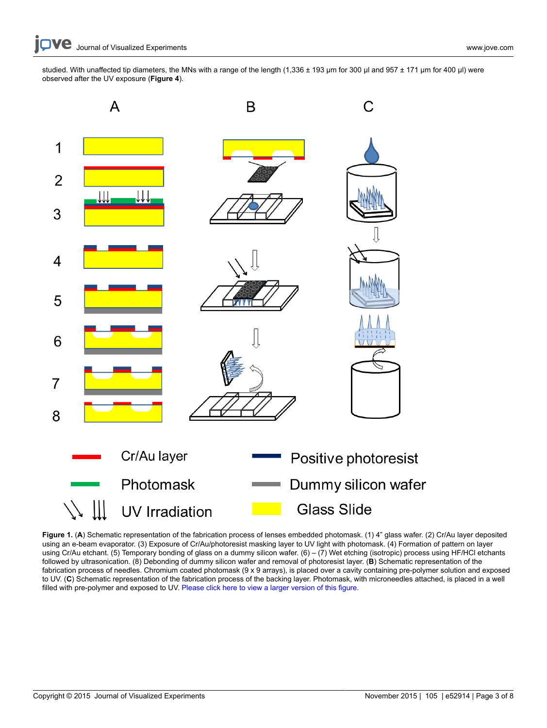studied. With unaffected tip diameters, the MNs with a range of the length (1,336 ± 193 µm for 300 µl and 957 ± 171 µm for 400 µl) were observed after the UV exposure (**Figure 4**).

**Figure 1.** (**A**) Schematic representation of the fabrication process of lenses embedded photomask. (1) 4" glass wafer. (2) Cr/Au layer deposited using an e-beam evaporator. (3) Exposure of Cr/Au/photoresist masking layer to UV light with photomask. (4) Formation of pattern on layer using Cr/Au etchant. (5) Temporary bonding of glass on a dummy silicon wafer. (6) – (7) Wet etching (isotropic) process using HF/HCl etchants followed by ultrasonication. (8) Debonding of dummy silicon wafer and removal of photoresist layer. (**B**) Schematic representation of the fabrication process of needles. Chromium coated photomask (9 x 9 arrays), is placed over a cavity containing pre-polymer solution and exposed to UV. (**C**) Schematic representation of the fabrication process of the backing layer. Photomask, with microneedles attached, is placed in a well filled with pre-polymer and exposed to UV. Please click here to view a larger version of this figure.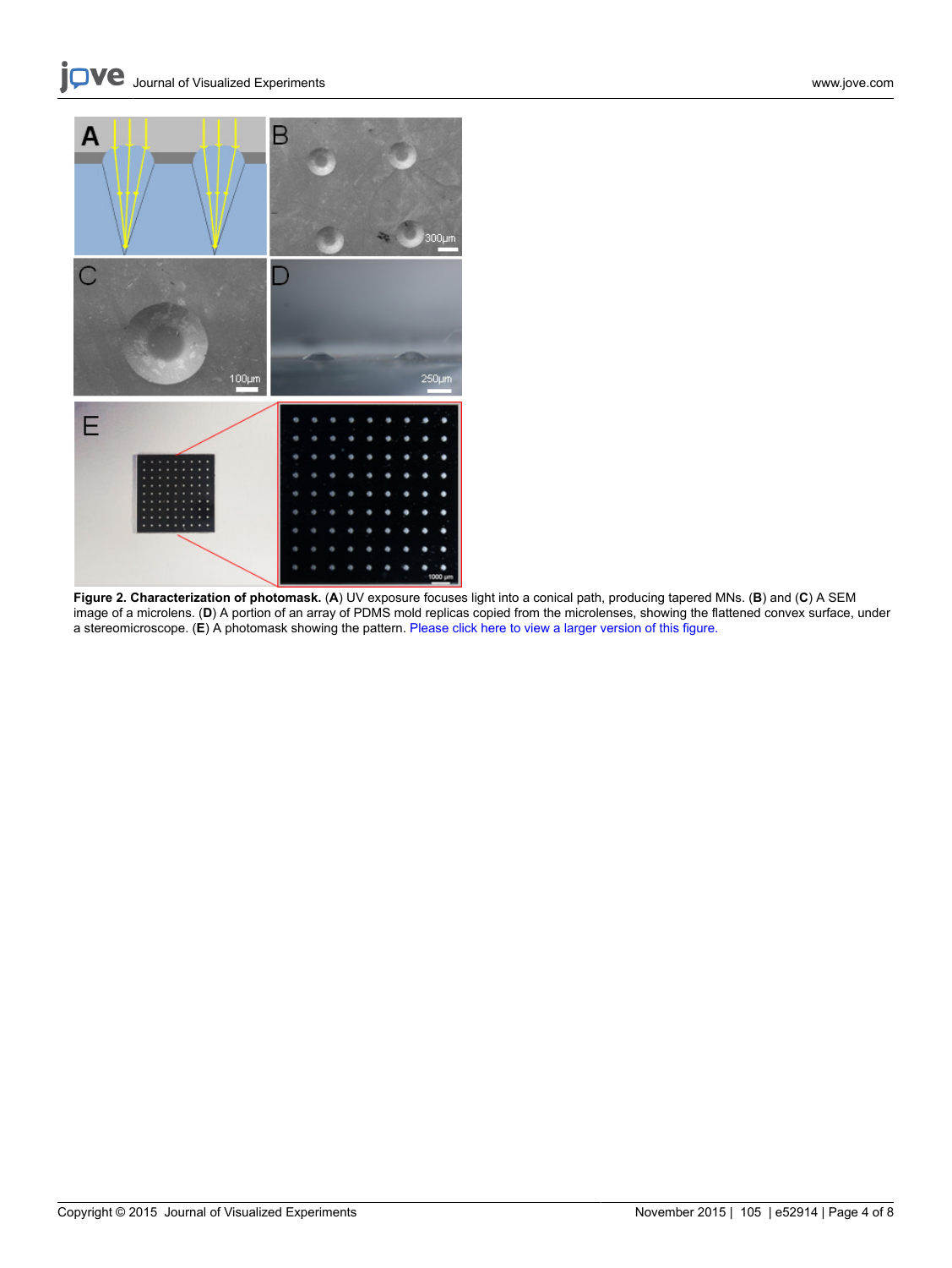**Figure 2. Characterization of photomask.** (**A**) UV exposure focuses light into a conical path, producing tapered MNs. (**B**) and (**C**) A SEM image of a microlens. (**D**) A portion of an array of PDMS mold replicas copied from the microlenses, showing the flattened convex surface, under a stereomicroscope. (**E**) A photomask showing the pattern. Please click here to view a larger version of this figure.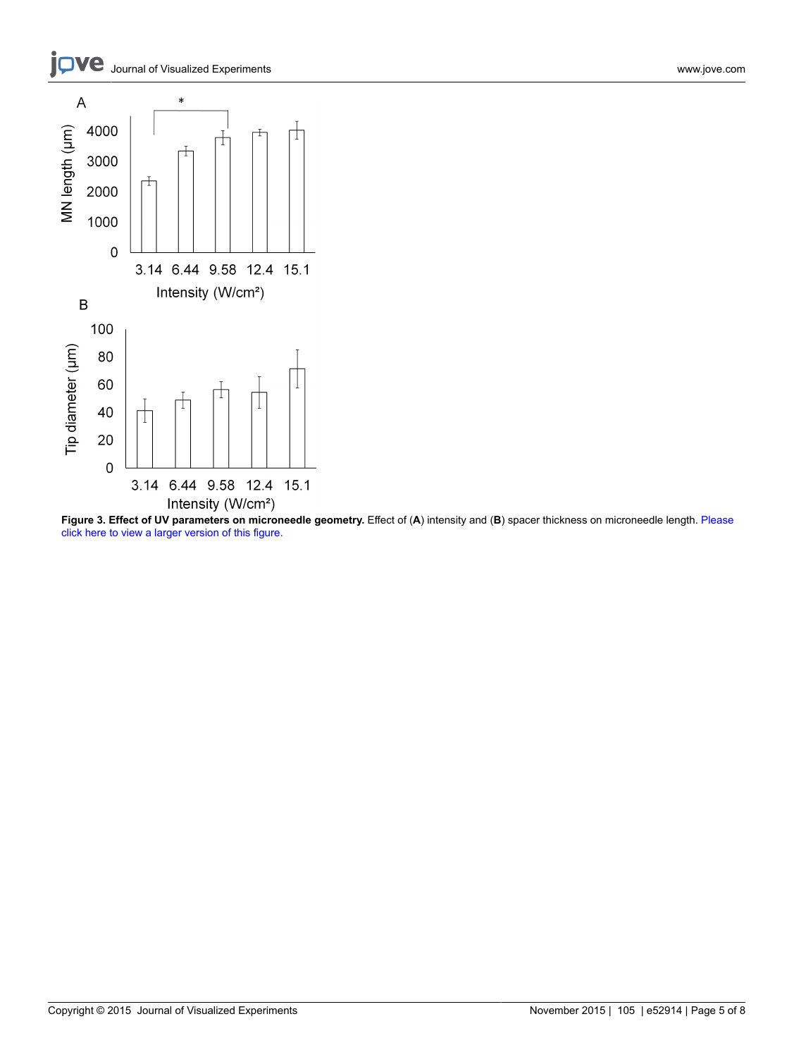**Figure 3. Effect of UV parameters on microneedle geometry.** Effect of (**A**) intensity and (**B**) spacer thickness on microneedle length. Please click here to view a larger version of this figure.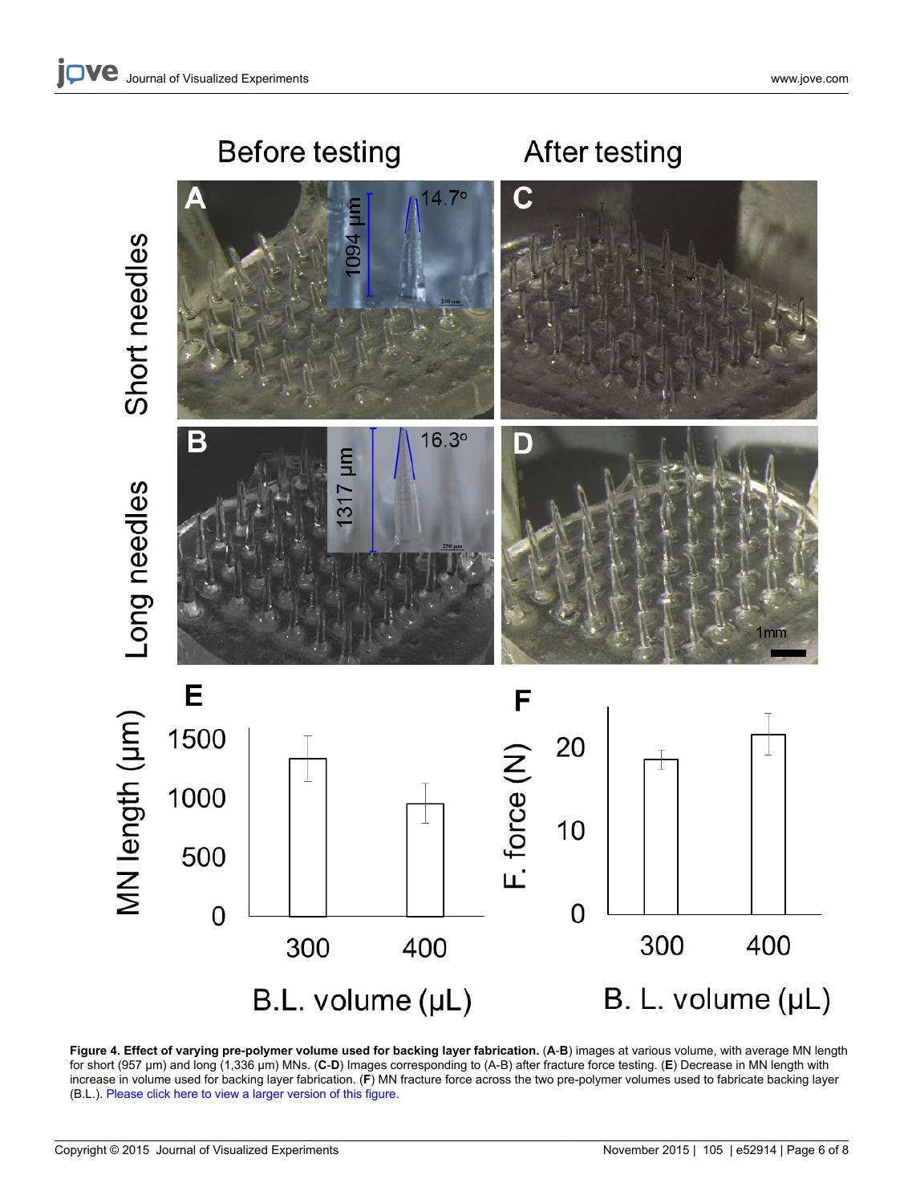**Figure 4. Effect of varying pre-polymer volume used for backing layer fabrication.** (**A**-**B**) images at various volume, with average MN length for short (957 µm) and long (1,336 µm) MNs. (**C**-**D**) Images corresponding to (A-B) after fracture force testing. (**E**) Decrease in MN length with increase in volume used for backing layer fabrication. (**F**) MN fracture force across the two pre-polymer volumes used to fabricate backing layer (B.L.). Please click here to view a larger version of this figure.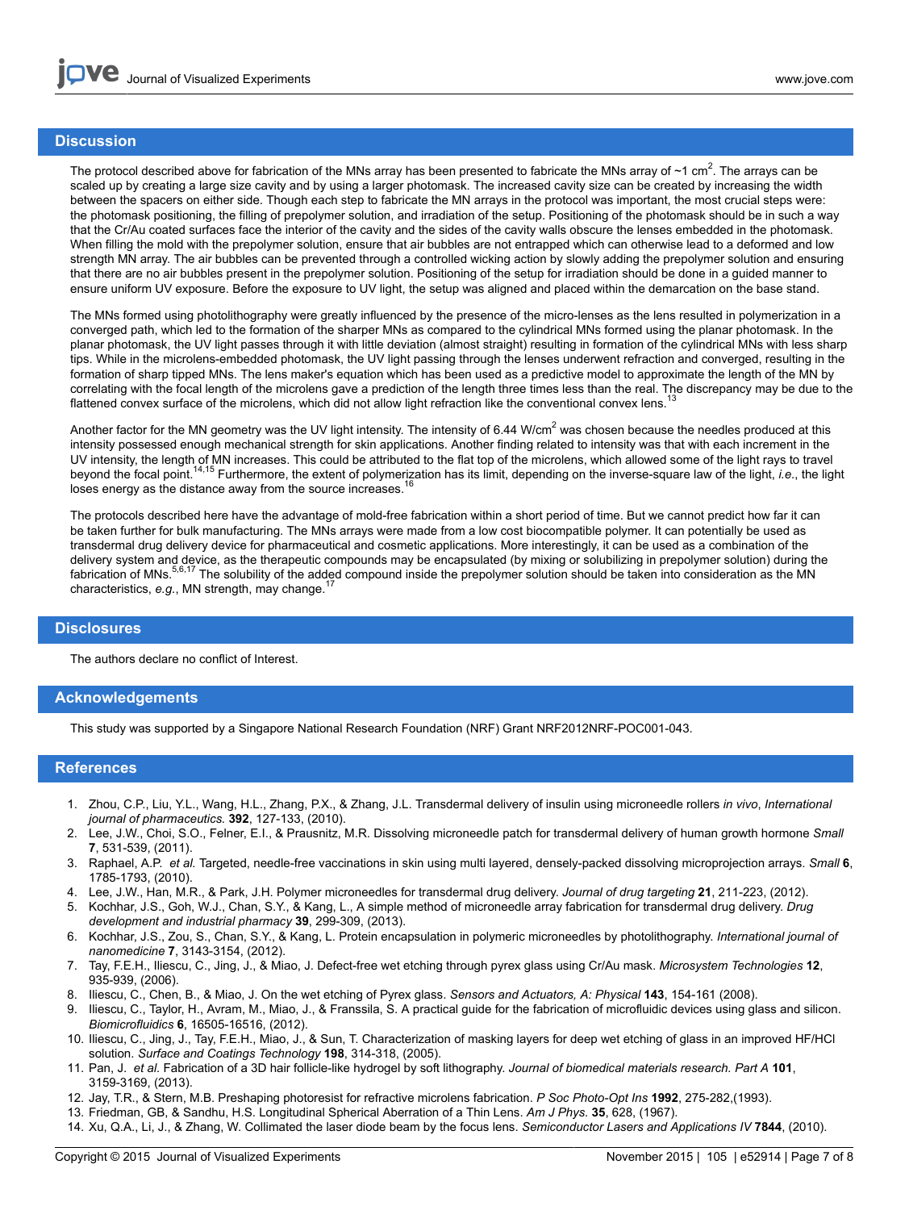## Discussion

The protocol described above for fabrication of the MNs array has been presented to fabricate the MNs array of ~1 $cm^2$. The arrays can be scaled up by creating a large size cavity and by using a larger photomask. The increased cavity size can be created by increasing the width between the spacers on either side. Though each step to fabricate the MN arrays in the protocol was important, the most crucial steps were: the photomask positioning, the filling of prepolymer solution, and irradiation of the setup. Positioning of the photomask should be in such a way that the Cr/Au coated surfaces face the interior of the cavity and the sides of the cavity walls obscure the lenses embedded in the photomask. When filling the mold with the prepolymer solution, ensure that air bubbles are not entrapped which can otherwise lead to a deformed and low strength MN array. The air bubbles can be prevented through a controlled wicking action by slowly adding the prepolymer solution and ensuring that there are no air bubbles present in the prepolymer solution. Positioning of the setup for irradiation should be done in a guided manner to ensure uniform UV exposure. Before the exposure to UV light, the setup was aligned and placed within the demarcation on the base stand.

The MNs formed using photolithography were greatly influenced by the presence of the micro-lenses as the lens resulted in polymerization in a converged path, which led to the formation of the sharper MNs as compared to the cylindrical MNs formed using the planar photomask. In the planar photomask, the UV light passes through it with little deviation (almost straight) resulting in formation of the cylindrical MNs with less sharp tips. While in the microlens-embedded photomask, the UV light passing through the lenses underwent refraction and converged, resulting in the formation of sharp tipped MNs. The lens maker's equation which has been used as a predictive model to approximate the length of the MN by correlating with the focal length of the microlens gave a prediction of the length three times less than the real. The discrepancy may be due to the flattened convex surface of the microlens, which did not allow light refraction like the conventional convex lens.[13]

Another factor for the MN geometry was the UV light intensity. The intensity of 6.44 $W/cm^2$ was chosen because the needles produced at this intensity possessed enough mechanical strength for skin applications. Another finding related to intensity was that with each increment in the UV intensity, the length of MN increases. This could be attributed to the flat top of the microlens, which allowed some of the light rays to travel beyond the focal point.[14,15] Furthermore, the extent of polymerization has its limit, depending on the inverse-square law of the light, *i.e.*, the light loses energy as the distance away from the source increases.[16]

The protocols described here have the advantage of mold-free fabrication within a short period of time. But we cannot predict how far it can be taken further for bulk manufacturing. The MNs arrays were made from a low cost biocompatible polymer. It can potentially be used as transdermal drug delivery device for pharmaceutical and cosmetic applications. More interestingly, it can be used as a combination of the delivery system and device, as the therapeutic compounds may be encapsulated (by mixing or solubilizing in prepolymer solution) during the fabrication of MNs.[5,6,17] The solubility of the added compound inside the prepolymer solution should be taken into consideration as the MN characteristics, *e.g.*, MN strength, may change.[17]

## Disclosures

The authors declare no conflict of Interest.

## Acknowledgements

This study was supported by a Singapore National Research Foundation (NRF) Grant NRF2012NRF-POC001-043.

## References

1. Zhou, C.P., Liu, Y.L., Wang, H.L., Zhang, P.X., & Zhang, J.L. Transdermal delivery of insulin using microneedle rollers *in vivo*, *International journal of pharmaceutics.* **392**, 127-133, (2010).
2. Lee, J.W., Choi, S.O., Felner, E.I., & Prausnitz, M.R. Dissolving microneedle patch for transdermal delivery of human growth hormone *Small* **7**, 531-539, (2011).
3. Raphael, A.P. *et al.* Targeted, needle-free vaccinations in skin using multi layered, densely-packed dissolving microprojection arrays. *Small* **6**, 1785-1793, (2010).
4. Lee, J.W., Han, M.R., & Park, J.H. Polymer microneedles for transdermal drug delivery. *Journal of drug targeting* **21**, 211-223, (2012).
5. Kochhar, J.S., Goh, W.J., Chan, S.Y., & Kang, L., A simple method of microneedle array fabrication for transdermal drug delivery. *Drug development and industrial pharmacy* **39**, 299-309, (2013).
6. Kochhar, J.S., Zou, S., Chan, S.Y., & Kang, L. Protein encapsulation in polymeric microneedles by photolithography. *International journal of nanomedicine* **7**, 3143-3154, (2012).
7. Tay, F.E.H., Iliescu, C., Jing, J., & Miao, J. Defect-free wet etching through pyrex glass using Cr/Au mask. *Microsystem Technologies* **12**, 935-939, (2006).
8. Iliescu, C., Chen, B., & Miao, J. On the wet etching of Pyrex glass. *Sensors and Actuators, A: Physical* **143**, 154-161 (2008).
9. Iliescu, C., Taylor, H., Avram, M., Miao, J., & Franssila, S. A practical guide for the fabrication of microfluidic devices using glass and silicon. *Biomicrofluidics* **6**, 16505-16516, (2012).
10. Iliescu, C., Jing, J., Tay, F.E.H., Miao, J., & Sun, T. Characterization of masking layers for deep wet etching of glass in an improved HF/HCl solution. *Surface and Coatings Technology* **198**, 314-318, (2005).
11. Pan, J. *et al.* Fabrication of a 3D hair follicle-like hydrogel by soft lithography. *Journal of biomedical materials research. Part A* **101**, 3159-3169, (2013).
12. Jay, T.R., & Stern, M.B. Preshaping photoresist for refractive microlens fabrication. *P Soc Photo-Opt Ins* **1992**, 275-282,(1993).
13. Friedman, GB, & Sandhu, H.S. Longitudinal Spherical Aberration of a Thin Lens. *Am J Phys.* **35**, 628, (1967).
14. Xu, Q.A., Li, J., & Zhang, W. Collimated the laser diode beam by the focus lens. *Semiconductor Lasers and Applications IV* **7844**, (2010).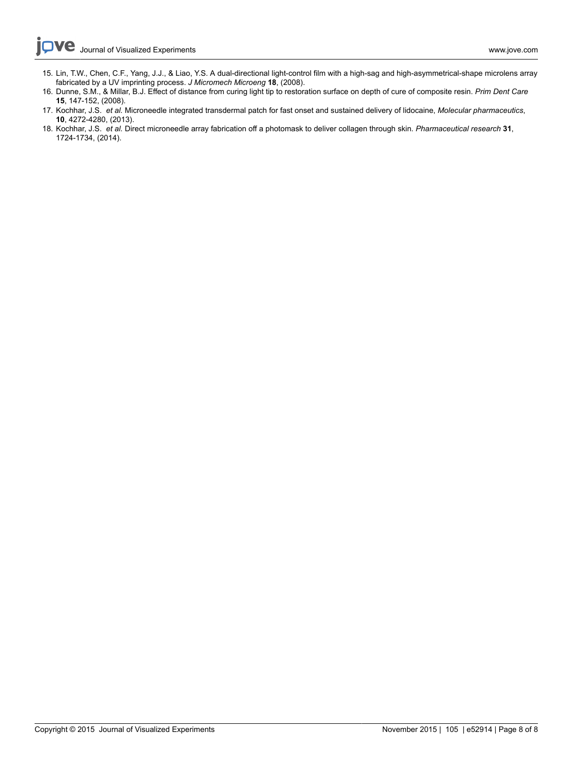15. Lin, T.W., Chen, C.F., Yang, J.J., & Liao, Y.S. A dual-directional light-control film with a high-sag and high-asymmetrical-shape microlens array fabricated by a UV imprinting process. *J Micromech Microeng* **18**, (2008).
16. Dunne, S.M., & Millar, B.J. Effect of distance from curing light tip to restoration surface on depth of cure of composite resin. *Prim Dent Care* **15**, 147-152, (2008).
17. Kochhar, J.S. *et al.* Microneedle integrated transdermal patch for fast onset and sustained delivery of lidocaine, *Molecular pharmaceutics*, **10**, 4272-4280, (2013).
18. Kochhar, J.S. *et al.* Direct microneedle array fabrication off a photomask to deliver collagen through skin. *Pharmaceutical research* **31**, 1724-1734, (2014).